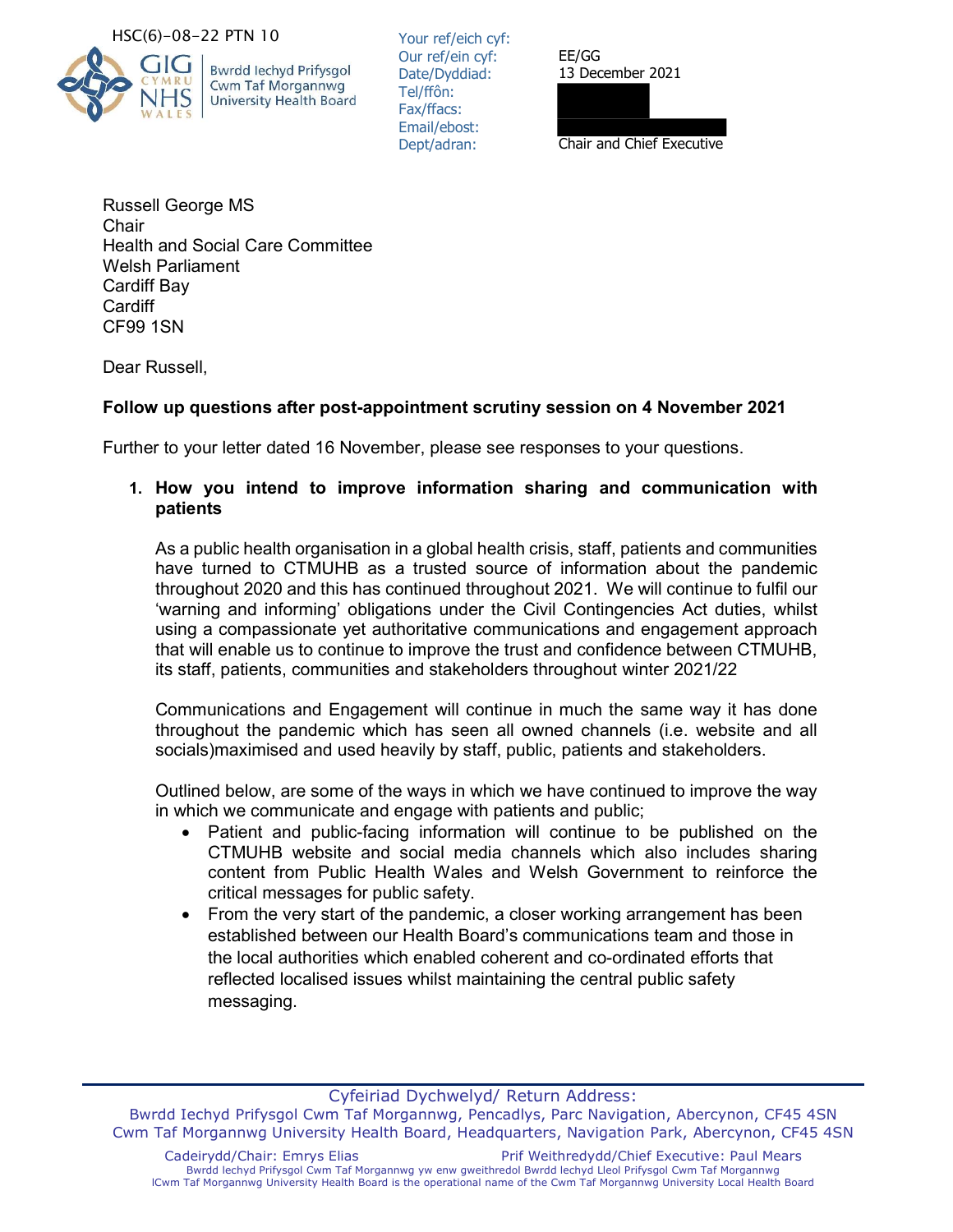HSC(6)-08-22 PTN 10

Bwrdd Iechyd Prifysgol Cwm Taf Morgannwg
University Health Board

Your ref/eich cyf:
Our ref/ein cyf: EE/GG
Date/Dyddiad: 13 December 2021
Tel/ffôn:
Fax/ffacs:
Email/ebost:
Dept/adran: Chair and Chief Executive

Russell George MS
Chair
Health and Social Care Committee
Welsh Parliament
Cardiff Bay
Cardiff
CF99 1SN

Dear Russell,

**Follow up questions after post-appointment scrutiny session on 4 November 2021**

Further to your letter dated 16 November, please see responses to your questions.

1. **How you intend to improve information sharing and communication with patients**

   As a public health organisation in a global health crisis, staff, patients and communities have turned to CTMUHB as a trusted source of information about the pandemic throughout 2020 and this has continued throughout 2021. We will continue to fulfil our 'warning and informing' obligations under the Civil Contingencies Act duties, whilst using a compassionate yet authoritative communications and engagement approach that will enable us to continue to improve the trust and confidence between CTMUHB, its staff, patients, communities and stakeholders throughout winter 2021/22

   Communications and Engagement will continue in much the same way it has done throughout the pandemic which has seen all owned channels (i.e. website and all socials)maximised and used heavily by staff, public, patients and stakeholders.

   Outlined below, are some of the ways in which we have continued to improve the way in which we communicate and engage with patients and public;

   - Patient and public-facing information will continue to be published on the CTMUHB website and social media channels which also includes sharing content from Public Health Wales and Welsh Government to reinforce the critical messages for public safety.
   - From the very start of the pandemic, a closer working arrangement has been established between our Health Board's communications team and those in the local authorities which enabled coherent and co-ordinated efforts that reflected localised issues whilst maintaining the central public safety messaging.

Cyfeiriad Dychwelyd/ Return Address:
Bwrdd Iechyd Prifysgol Cwm Taf Morgannwg, Pencadlys, Parc Navigation, Abercynon, CF45 4SN
Cwm Taf Morgannwg University Health Board, Headquarters, Navigation Park, Abercynon, CF45 4SN

Cadeirydd/Chair: Emrys Elias    Prif Weithredydd/Chief Executive: Paul Mears
Bwrdd Iechyd Prifysgol Cwm Taf Morgannwg yw enw gweithredol Bwrdd Iechyd Lleol Prifysgol Cwm Taf Morgannwg
Cwm Taf Morgannwg University Health Board is the operational name of the Cwm Taf Morgannwg University Local Health Board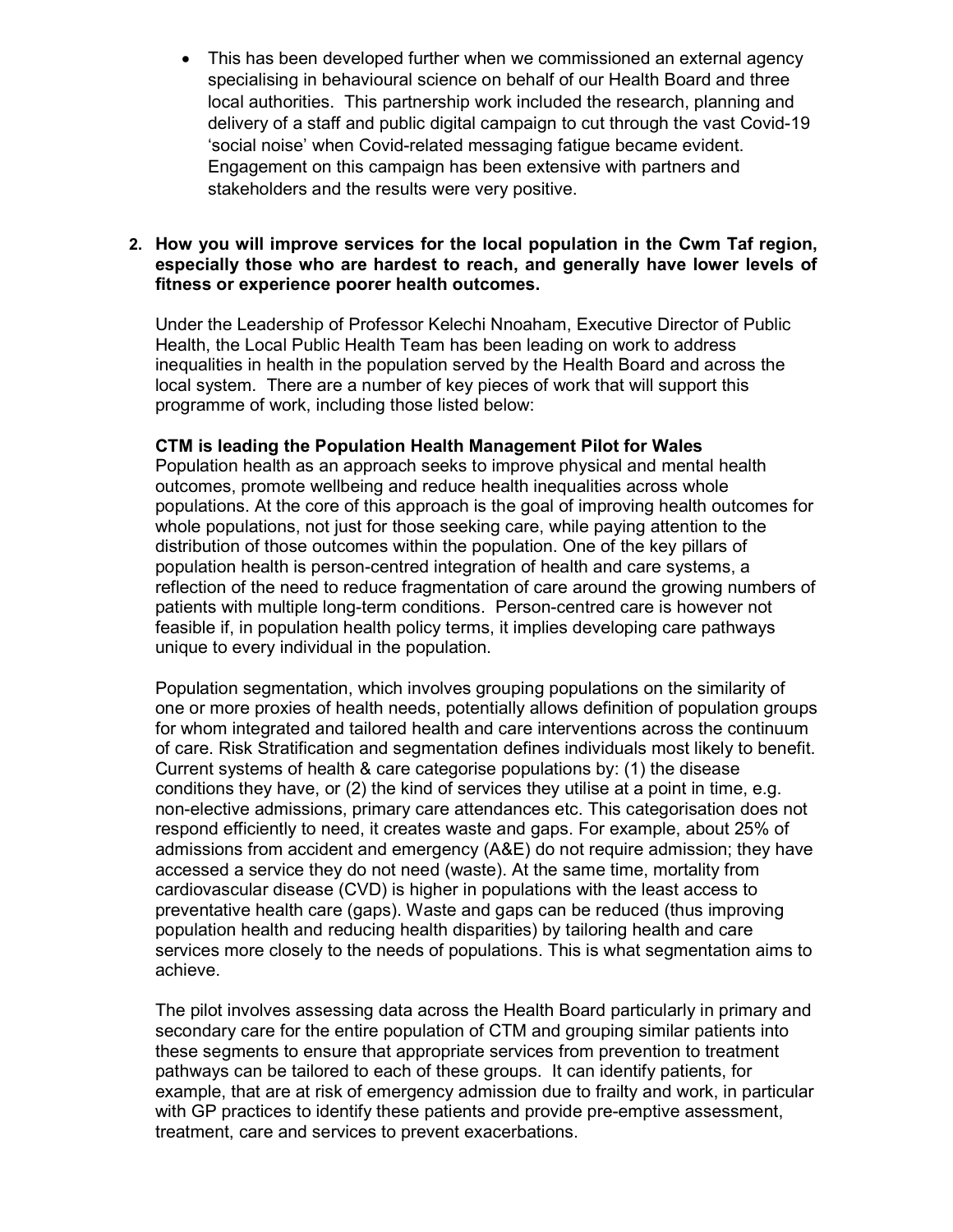- This has been developed further when we commissioned an external agency specialising in behavioural science on behalf of our Health Board and three local authorities. This partnership work included the research, planning and delivery of a staff and public digital campaign to cut through the vast Covid-19 'social noise' when Covid-related messaging fatigue became evident. Engagement on this campaign has been extensive with partners and stakeholders and the results were very positive.

**2. How you will improve services for the local population in the Cwm Taf region, especially those who are hardest to reach, and generally have lower levels of fitness or experience poorer health outcomes.**

Under the Leadership of Professor Kelechi Nnoaham, Executive Director of Public Health, the Local Public Health Team has been leading on work to address inequalities in health in the population served by the Health Board and across the local system. There are a number of key pieces of work that will support this programme of work, including those listed below:

**CTM is leading the Population Health Management Pilot for Wales**

Population health as an approach seeks to improve physical and mental health outcomes, promote wellbeing and reduce health inequalities across whole populations. At the core of this approach is the goal of improving health outcomes for whole populations, not just for those seeking care, while paying attention to the distribution of those outcomes within the population. One of the key pillars of population health is person-centred integration of health and care systems, a reflection of the need to reduce fragmentation of care around the growing numbers of patients with multiple long-term conditions. Person-centred care is however not feasible if, in population health policy terms, it implies developing care pathways unique to every individual in the population.

Population segmentation, which involves grouping populations on the similarity of one or more proxies of health needs, potentially allows definition of population groups for whom integrated and tailored health and care interventions across the continuum of care. Risk Stratification and segmentation defines individuals most likely to benefit. Current systems of health & care categorise populations by: (1) the disease conditions they have, or (2) the kind of services they utilise at a point in time, e.g. non-elective admissions, primary care attendances etc. This categorisation does not respond efficiently to need, it creates waste and gaps. For example, about 25% of admissions from accident and emergency (A&E) do not require admission; they have accessed a service they do not need (waste). At the same time, mortality from cardiovascular disease (CVD) is higher in populations with the least access to preventative health care (gaps). Waste and gaps can be reduced (thus improving population health and reducing health disparities) by tailoring health and care services more closely to the needs of populations. This is what segmentation aims to achieve.

The pilot involves assessing data across the Health Board particularly in primary and secondary care for the entire population of CTM and grouping similar patients into these segments to ensure that appropriate services from prevention to treatment pathways can be tailored to each of these groups. It can identify patients, for example, that are at risk of emergency admission due to frailty and work, in particular with GP practices to identify these patients and provide pre-emptive assessment, treatment, care and services to prevent exacerbations.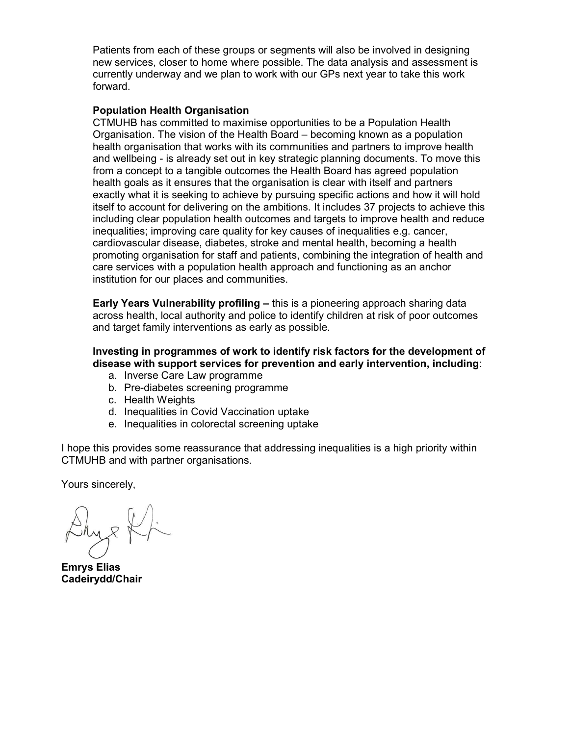Patients from each of these groups or segments will also be involved in designing new services, closer to home where possible. The data analysis and assessment is currently underway and we plan to work with our GPs next year to take this work forward.

**Population Health Organisation**
CTMUHB has committed to maximise opportunities to be a Population Health Organisation. The vision of the Health Board – becoming known as a population health organisation that works with its communities and partners to improve health and wellbeing - is already set out in key strategic planning documents. To move this from a concept to a tangible outcomes the Health Board has agreed population health goals as it ensures that the organisation is clear with itself and partners exactly what it is seeking to achieve by pursuing specific actions and how it will hold itself to account for delivering on the ambitions. It includes 37 projects to achieve this including clear population health outcomes and targets to improve health and reduce inequalities; improving care quality for key causes of inequalities e.g. cancer, cardiovascular disease, diabetes, stroke and mental health, becoming a health promoting organisation for staff and patients, combining the integration of health and care services with a population health approach and functioning as an anchor institution for our places and communities.

**Early Years Vulnerability profiling –** this is a pioneering approach sharing data across health, local authority and police to identify children at risk of poor outcomes and target family interventions as early as possible.

**Investing in programmes of work to identify risk factors for the development of disease with support services for prevention and early intervention, including**:

a. Inverse Care Law programme
b. Pre-diabetes screening programme
c. Health Weights
d. Inequalities in Covid Vaccination uptake
e. Inequalities in colorectal screening uptake

I hope this provides some reassurance that addressing inequalities is a high priority within CTMUHB and with partner organisations.

Yours sincerely,

**Emrys Elias**
**Cadeirydd/Chair**